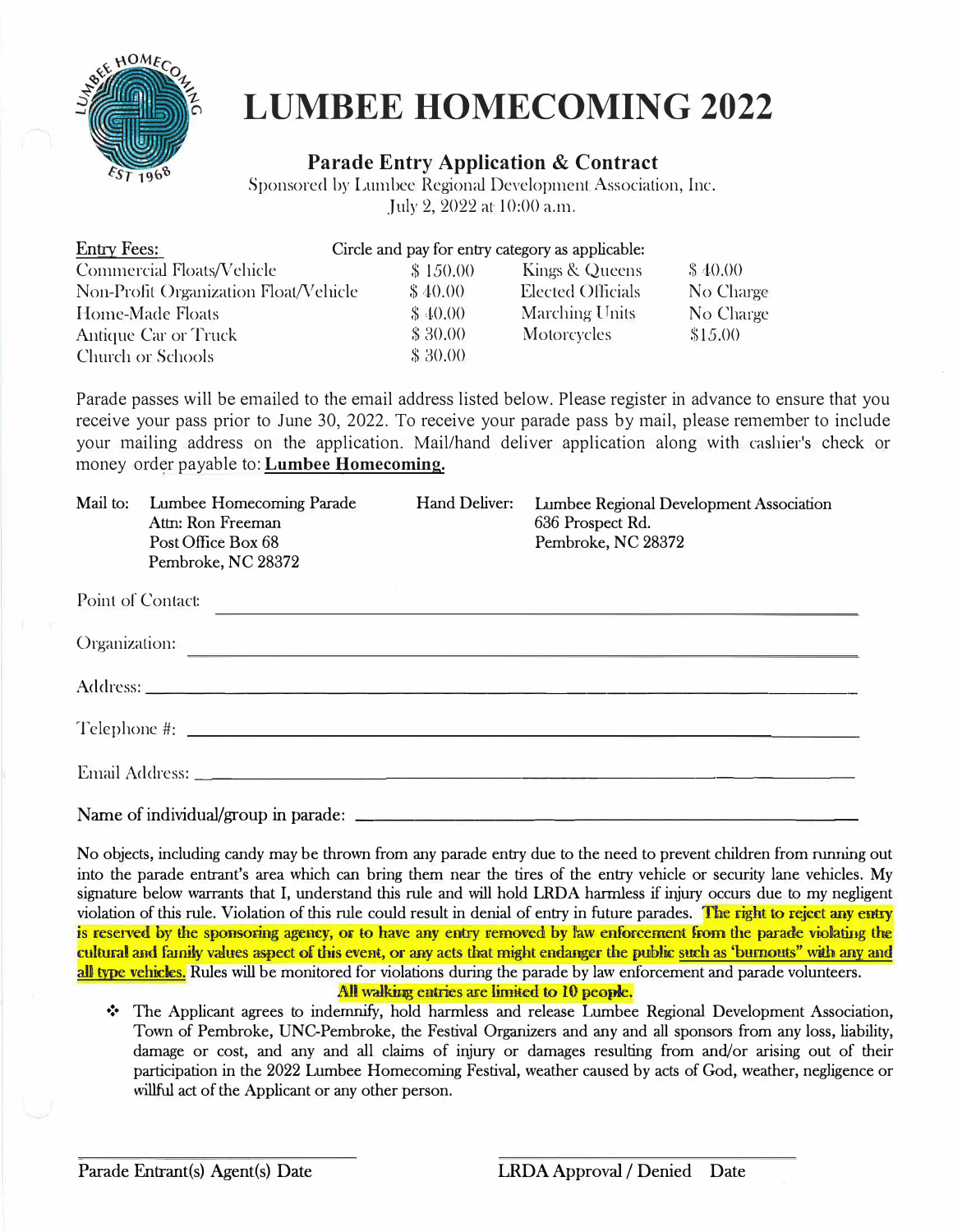# LUMBEE HOMECOMING 2022

## Parade Entry Application & Contract

Sponsored by Lumbee Regional Development Association, Inc.
July 2, 2022 at 10:00 a.m.

| Entry Fees: | Circle and pay for entry category as applicable: | | |
|---|---|---|---|
| Commercial Floats/Vehicle | $ 150.00 | Kings & Queens | $ 40.00 |
| Non-Profit Organization Float/Vehicle | $ 40.00 | Elected Officials | No Charge |
| Home-Made Floats | $ 40.00 | Marching Units | No Charge |
| Antique Car or Truck | $ 30.00 | Motorcycles | $15.00 |
| Church or Schools | $ 30.00 | | |

Parade passes will be emailed to the email address listed below. Please register in advance to ensure that you receive your pass prior to June 30, 2022. To receive your parade pass by mail, please remember to include your mailing address on the application. Mail/hand deliver application along with cashier's check or money order payable to: **Lumbee Homecoming.**

Mail to: Lumbee Homecoming Parade
Attn: Ron Freeman
Post Office Box 68
Pembroke, NC 28372

Hand Deliver: Lumbee Regional Development Association
636 Prospect Rd.
Pembroke, NC 28372

Point of Contact: ______________________________

Organization: ______________________________

Address: ______________________________

Telephone #: ______________________________

Email Address: ______________________________

Name of individual/group in parade: ______________________________

No objects, including candy may be thrown from any parade entry due to the need to prevent children from running out into the parade entrant's area which can bring them near the tires of the entry vehicle or security lane vehicles. My signature below warrants that I, understand this rule and will hold LRDA harmless if injury occurs due to my negligent violation of this rule. Violation of this rule could result in denial of entry in future parades. **The right to reject any entry is reserved by the sponsoring agency, or to have any entry removed by law enforcement from the parade violating the cultural and family values aspect of this event, or any acts that might endanger the public such as 'burnouts" with any and all type vehicles.** Rules will be monitored for violations during the parade by law enforcement and parade volunteers.

**All walking entries are limited to 10 people.**

- The Applicant agrees to indemnify, hold harmless and release Lumbee Regional Development Association, Town of Pembroke, UNC-Pembroke, the Festival Organizers and any and all sponsors from any loss, liability, damage or cost, and any and all claims of injury or damages resulting from and/or arising out of their participation in the 2022 Lumbee Homecoming Festival, weather caused by acts of God, weather, negligence or willful act of the Applicant or any other person.

______________________________
Parade Entrant(s) Agent(s) Date

______________________________
LRDA Approval / Denied Date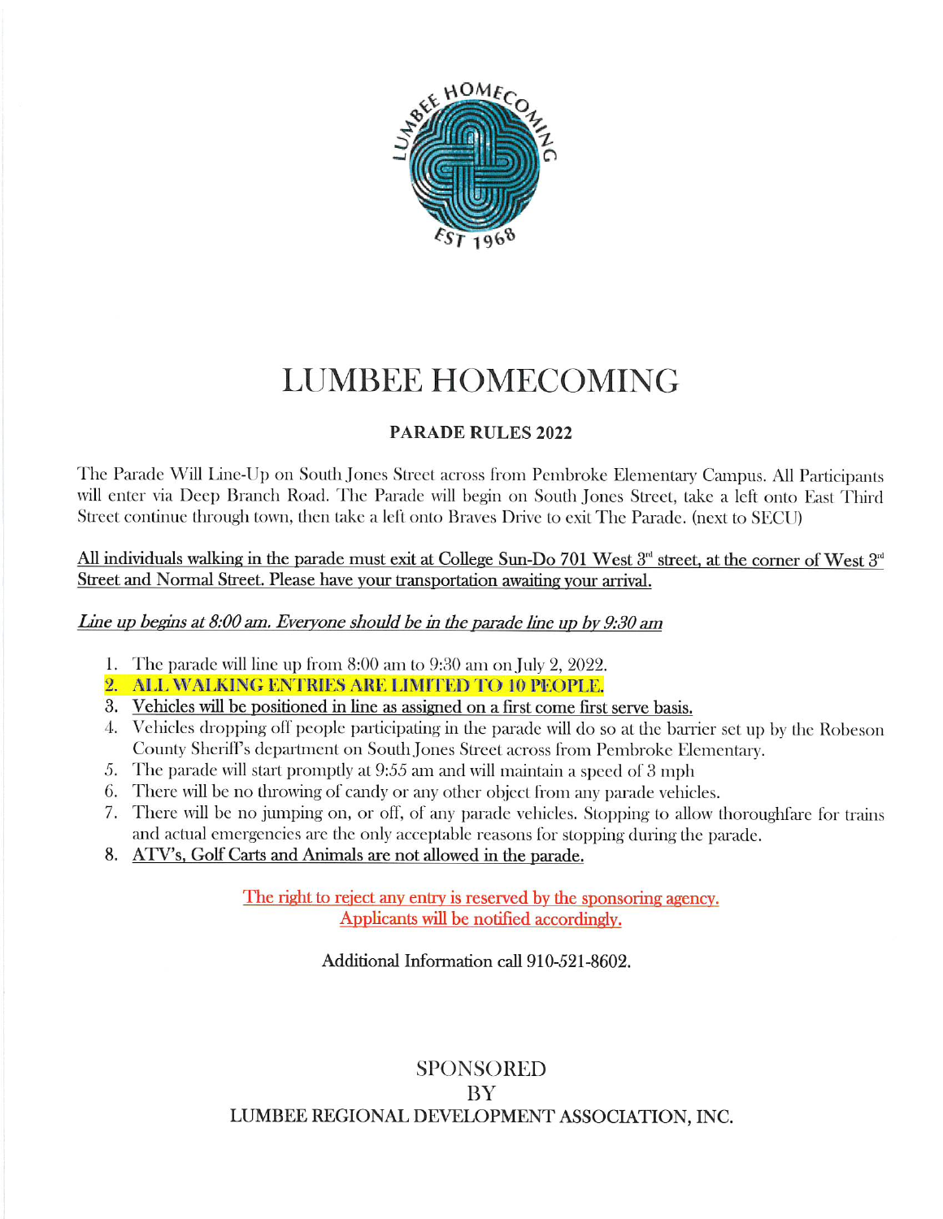# LUMBEE HOMECOMING

**PARADE RULES 2022**

The Parade Will Line-Up on South Jones Street across from Pembroke Elementary Campus. All Participants will enter via Deep Branch Road. The Parade will begin on South Jones Street, take a left onto East Third Street continue through town, then take a left onto Braves Drive to exit The Parade. (next to SECU)

All individuals walking in the parade must exit at College Sun-Do 701 West 3rd street, at the corner of West 3rd Street and Normal Street. Please have your transportation awaiting your arrival.

*Line up begins at 8:00 am. Everyone should be in the parade line up by 9:30 am*

1. The parade will line up from 8:00 am to 9:30 am on July 2, 2022.
2. **ALL WALKING ENTRIES ARE LIMITED TO 10 PEOPLE.**
3. Vehicles will be positioned in line as assigned on a first come first serve basis.
4. Vehicles dropping off people participating in the parade will do so at the barrier set up by the Robeson County Sheriff's department on South Jones Street across from Pembroke Elementary.
5. The parade will start promptly at 9:55 am and will maintain a speed of 3 mph
6. There will be no throwing of candy or any other object from any parade vehicles.
7. There will be no jumping on, or off, of any parade vehicles. Stopping to allow thoroughfare for trains and actual emergencies are the only acceptable reasons for stopping during the parade.
8. ATV's, Golf Carts and Animals are not allowed in the parade.

The right to reject any entry is reserved by the sponsoring agency.
Applicants will be notified accordingly.

Additional Information call 910-521-8602.

SPONSORED
BY
LUMBEE REGIONAL DEVELOPMENT ASSOCIATION, INC.